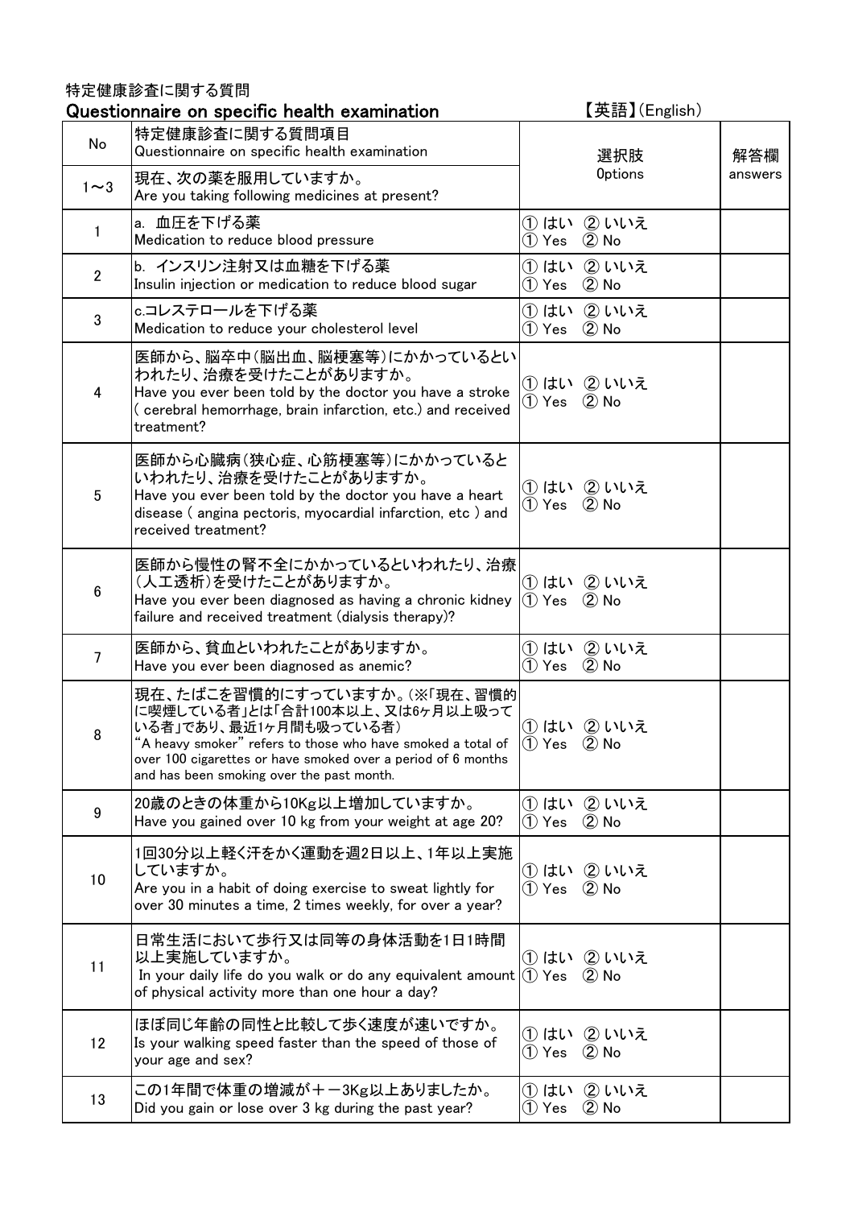特定健康診査に関する質問

## Questionnaire on specific health examination

【英語】(English)

| No | 特定健康診査に関する質問項目<br>Questionnaire on specific health examination | 選択肢<br>0ptions | 解答欄<br>answers |
|---|---|---|---|
| 1～3 | 現在、次の薬を服用していますか。<br>Are you taking following medicines at present? | | |
| 1 | a. 血圧を下げる薬<br>Medication to reduce blood pressure | ① はい ② いいえ<br>① Yes ② No | |
| 2 | b. インスリン注射又は血糖を下げる薬<br>Insulin injection or medication to reduce blood sugar | ① はい ② いいえ<br>① Yes ② No | |
| 3 | c.コレステロールを下げる薬<br>Medication to reduce your cholesterol level | ① はい ② いいえ<br>① Yes ② No | |
| 4 | 医師から、脳卒中(脳出血、脳梗塞等)にかかっているといわれたり、治療を受けたことがありますか。<br>Have you ever been told by the doctor you have a stroke ( cerebral hemorrhage, brain infarction, etc.) and received treatment? | ① はい ② いいえ<br>① Yes ② No | |
| 5 | 医師から心臓病(狭心症、心筋梗塞等)にかかっているといわれたり、治療を受けたことがありますか。<br>Have you ever been told by the doctor you have a heart disease ( angina pectoris, myocardial infarction, etc ) and received treatment? | ① はい ② いいえ<br>① Yes ② No | |
| 6 | 医師から慢性の腎不全にかかっているといわれたり、治療(人工透析)を受けたことがありますか。<br>Have you ever been diagnosed as having a chronic kidney failure and received treatment (dialysis therapy)? | ① はい ② いいえ<br>① Yes ② No | |
| 7 | 医師から、貧血といわれたことがありますか。<br>Have you ever been diagnosed as anemic? | ① はい ② いいえ<br>① Yes ② No | |
| 8 | 現在、たばこを習慣的にすっていますか。(※「現在、習慣的に喫煙している者」とは「合計100本以上、又は6ヶ月以上吸っている者」であり、最近1ヶ月間も吸っている者)<br>"A heavy smoker" refers to those who have smoked a total of over 100 cigarettes or have smoked over a period of 6 months and has been smoking over the past month. | ① はい ② いいえ<br>① Yes ② No | |
| 9 | 20歳のときの体重から10Kg以上増加していますか。<br>Have you gained over 10 kg from your weight at age 20? | ① はい ② いいえ<br>① Yes ② No | |
| 10 | 1回30分以上軽く汗をかく運動を週2日以上、1年以上実施していますか。<br>Are you in a habit of doing exercise to sweat lightly for over 30 minutes a time, 2 times weekly, for over a year? | ① はい ② いいえ<br>① Yes ② No | |
| 11 | 日常生活において歩行又は同等の身体活動を1日1時間以上実施していますか。<br>In your daily life do you walk or do any equivalent amount of physical activity more than one hour a day? | ① はい ② いいえ<br>① Yes ② No | |
| 12 | ほぼ同じ年齢の同性と比較して歩く速度が速いですか。<br>Is your walking speed faster than the speed of those of your age and sex? | ① はい ② いいえ<br>① Yes ② No | |
| 13 | この1年間で体重の増減が＋－3Kg以上ありましたか。<br>Did you gain or lose over 3 kg during the past year? | ① はい ② いいえ<br>① Yes ② No | |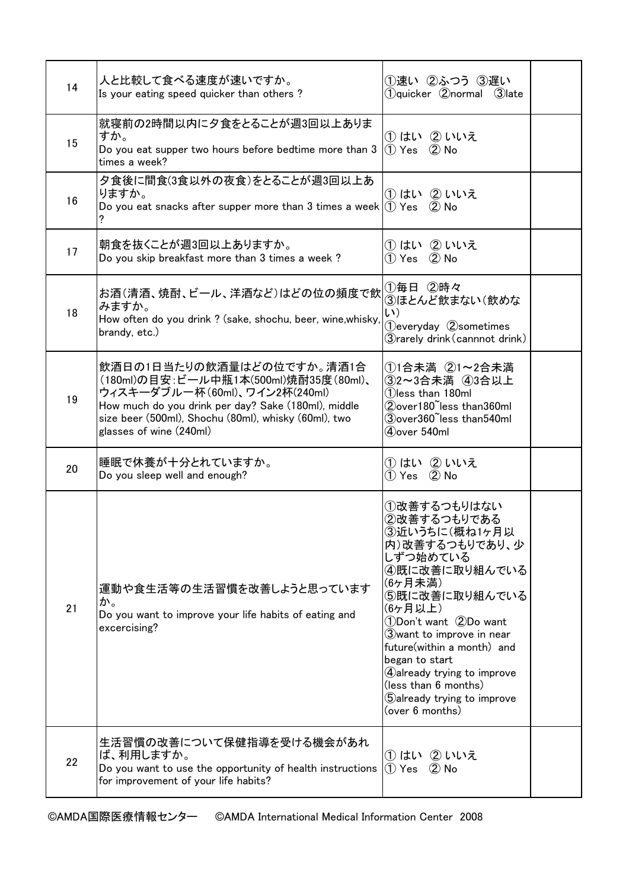| | | | |
|---|---|---|---|
| 14 | 人と比較して食べる速度が速いですか。<br>Is your eating speed quicker than others ? | ①速い ②ふつう ③遅い<br>①quicker ②normal ③late | |
| 15 | 就寝前の2時間以内に夕食をとることが週3回以上ありますか。<br>Do you eat supper two hours before bedtime more than 3 times a week? | ① はい ② いいえ<br>① Yes ② No | |
| 16 | 夕食後に間食(3食以外の夜食)をとることが週3回以上ありますか。<br>Do you eat snacks after supper more than 3 times a week ? | ① はい ② いいえ<br>① Yes ② No | |
| 17 | 朝食を抜くことが週3回以上ありますか。<br>Do you skip breakfast more than 3 times a week ? | ① はい ② いいえ<br>① Yes ② No | |
| 18 | お酒(清酒、焼酎、ビール、洋酒など)はどの位の頻度で飲みますか。<br>How often do you drink ? (sake, shochu, beer, wine,whisky, brandy, etc.) | ①毎日 ②時々<br>③ほとんど飲まない(飲めない)<br>①everyday ②sometimes<br>③rarely drink(cannnot drink) | |
| 19 | 飲酒日の1日当たりの飲酒量はどの位ですか。清酒1合(180ml)の目安:ビール中瓶1本(500ml)焼酎35度(80ml)、ウィスキーダブルー杯(60ml)、ワイン2杯(240ml)<br>How much do you drink per day? Sake (180ml), middle size beer (500ml), Shochu (80ml), whisky (60ml), two glasses of wine (240ml) | ①1合未満 ②1～2合未満<br>③2～3合未満 ④3合以上<br>①less than 180ml<br>②over180~less than360ml<br>③over360~less than540ml<br>④over 540ml | |
| 20 | 睡眠で休養が十分とれていますか。<br>Do you sleep well and enough? | ① はい ② いいえ<br>① Yes ② No | |
| 21 | 運動や食生活等の生活習慣を改善しようと思っていますか。<br>Do you want to improve your life habits of eating and excercising? | ①改善するつもりはない<br>②改善するつもりである<br>③近いうちに(概ね1ヶ月以内)改善するつもりであり、少しずつ始めている<br>④既に改善に取り組んでいる(6ヶ月未満)<br>⑤既に改善に取り組んでいる(6ヶ月以上)<br>①Don't want ②Do want<br>③want to improve in near future(within a month) and began to start<br>④already trying to improve (less than 6 months)<br>⑤already trying to improve (over 6 months) | |
| 22 | 生活習慣の改善について保健指導を受ける機会があれば、利用しますか。<br>Do you want to use the opportunity of health instructions for improvement of your life habits? | ① はい ② いいえ<br>① Yes ② No | |

©AMDA国際医療情報センター ©AMDA International Medical Information Center 2008